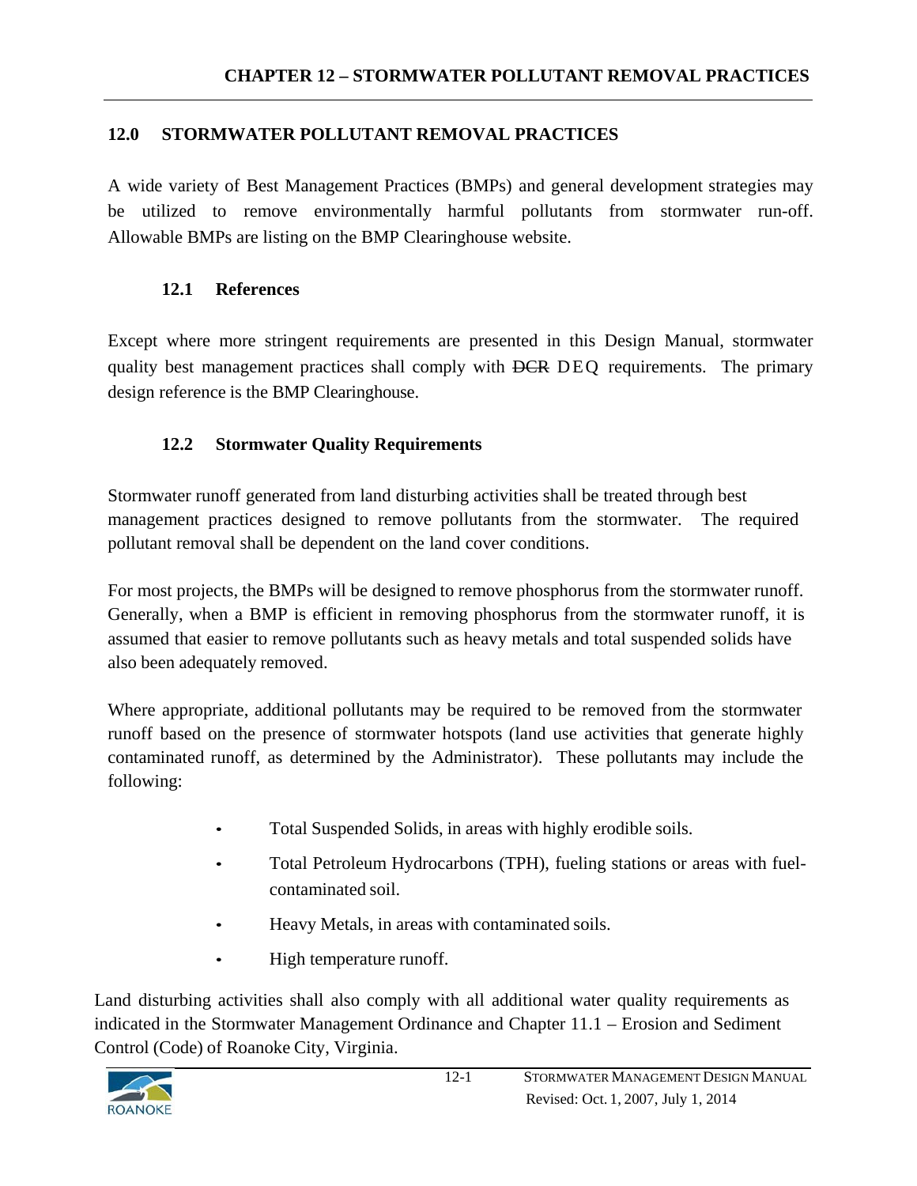## 12.0 STORMWATER POLLUTANT REMOVAL PRACTICES

A wide variety of Best Management Practices (BMPs) and general development strategies may be utilized to remove environmentally harmful pollutants from stormwater run-off. Allowable BMPs are listing on the BMP Clearinghouse website.

### 12.1 References

Except where more stringent requirements are presented in this Design Manual, stormwater quality best management practices shall comply with ~~DCR~~ DEQ requirements. The primary design reference is the BMP Clearinghouse.

### 12.2 Stormwater Quality Requirements

Stormwater runoff generated from land disturbing activities shall be treated through best management practices designed to remove pollutants from the stormwater. The required pollutant removal shall be dependent on the land cover conditions.

For most projects, the BMPs will be designed to remove phosphorus from the stormwater runoff. Generally, when a BMP is efficient in removing phosphorus from the stormwater runoff, it is assumed that easier to remove pollutants such as heavy metals and total suspended solids have also been adequately removed.

Where appropriate, additional pollutants may be required to be removed from the stormwater runoff based on the presence of stormwater hotspots (land use activities that generate highly contaminated runoff, as determined by the Administrator). These pollutants may include the following:

- Total Suspended Solids, in areas with highly erodible soils.
- Total Petroleum Hydrocarbons (TPH), fueling stations or areas with fuel-contaminated soil.
- Heavy Metals, in areas with contaminated soils.
- High temperature runoff.

Land disturbing activities shall also comply with all additional water quality requirements as indicated in the Stormwater Management Ordinance and Chapter 11.1 – Erosion and Sediment Control (Code) of Roanoke City, Virginia.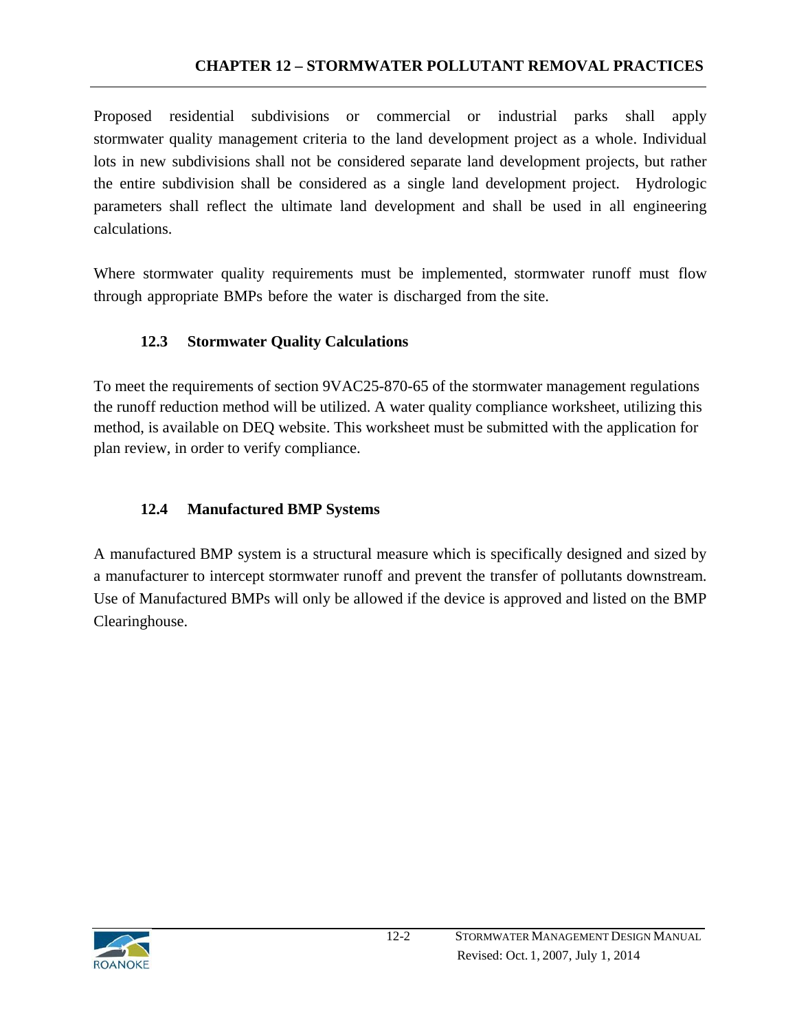Proposed residential subdivisions or commercial or industrial parks shall apply stormwater quality management criteria to the land development project as a whole. Individual lots in new subdivisions shall not be considered separate land development projects, but rather the entire subdivision shall be considered as a single land development project. Hydrologic parameters shall reflect the ultimate land development and shall be used in all engineering calculations.

Where stormwater quality requirements must be implemented, stormwater runoff must flow through appropriate BMPs before the water is discharged from the site.

### 12.3 Stormwater Quality Calculations

To meet the requirements of section 9VAC25-870-65 of the stormwater management regulations the runoff reduction method will be utilized. A water quality compliance worksheet, utilizing this method, is available on DEQ website. This worksheet must be submitted with the application for plan review, in order to verify compliance.

### 12.4 Manufactured BMP Systems

A manufactured BMP system is a structural measure which is specifically designed and sized by a manufacturer to intercept stormwater runoff and prevent the transfer of pollutants downstream. Use of Manufactured BMPs will only be allowed if the device is approved and listed on the BMP Clearinghouse.